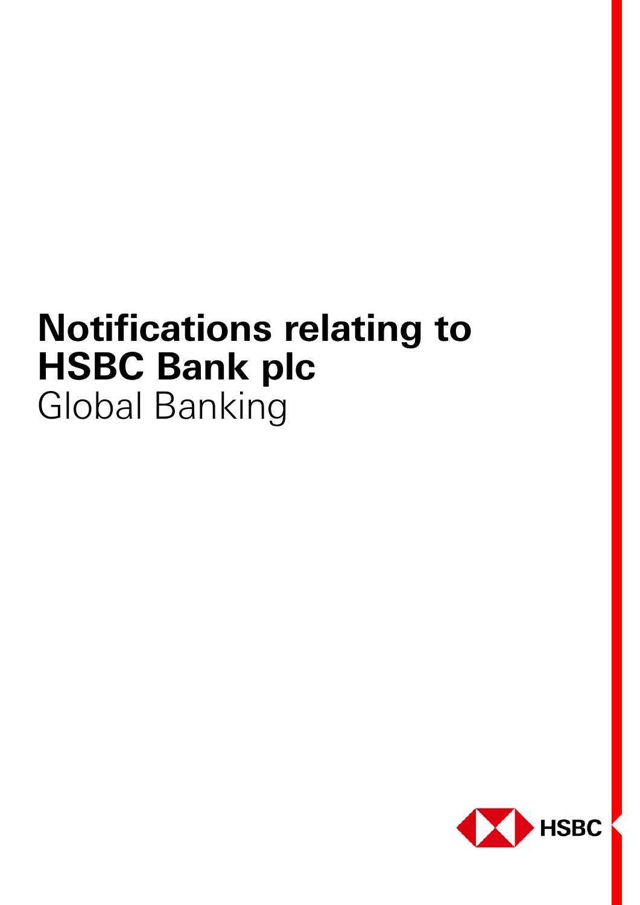# Notifications relating to HSBC Bank plc

Global Banking

HSBC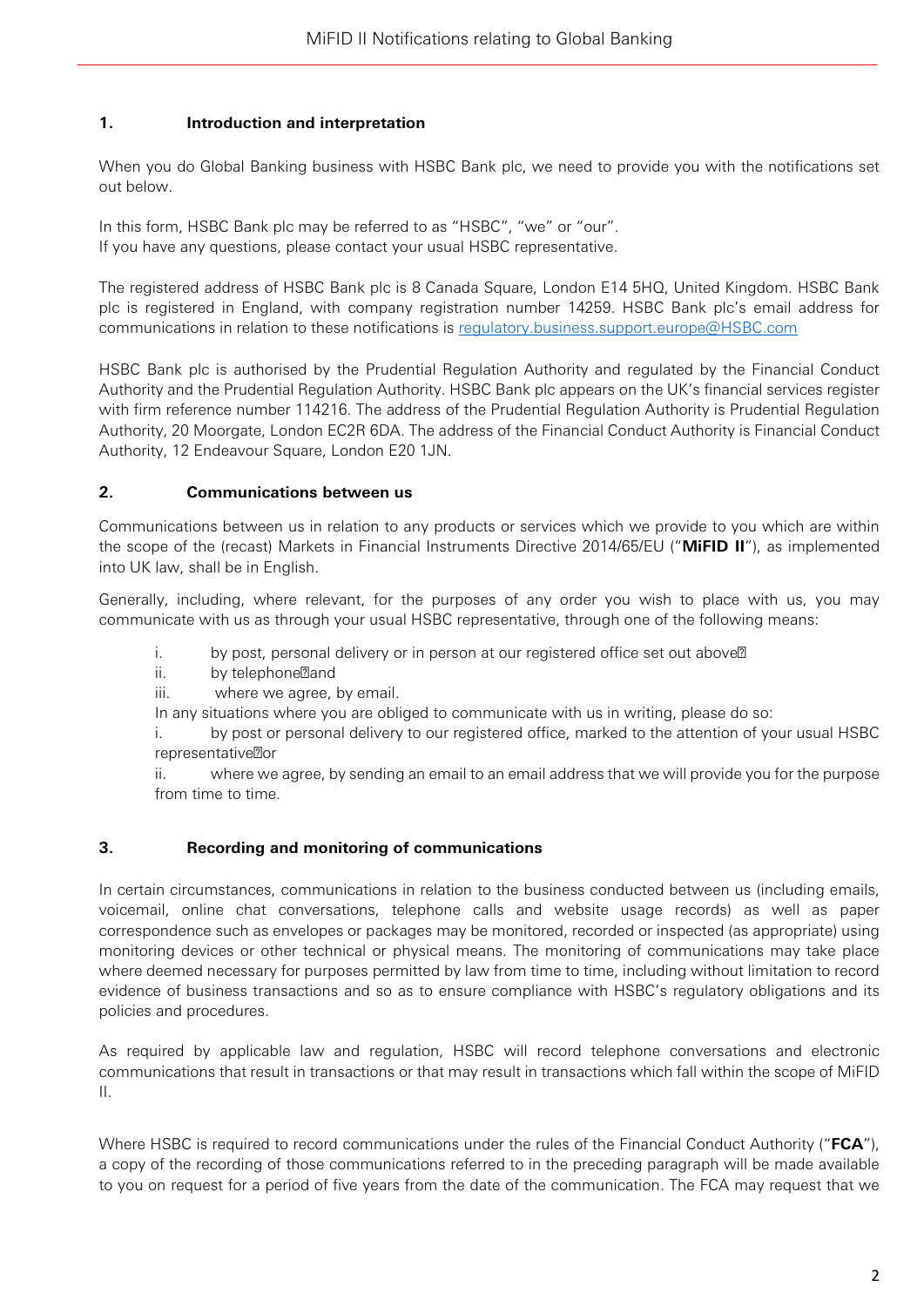## 1. Introduction and interpretation

When you do Global Banking business with HSBC Bank plc, we need to provide you with the notifications set out below.

In this form, HSBC Bank plc may be referred to as "HSBC", "we" or "our".
If you have any questions, please contact your usual HSBC representative.

The registered address of HSBC Bank plc is 8 Canada Square, London E14 5HQ, United Kingdom. HSBC Bank plc is registered in England, with company registration number 14259. HSBC Bank plc's email address for communications in relation to these notifications is regulatory.business.support.europe@HSBC.com

HSBC Bank plc is authorised by the Prudential Regulation Authority and regulated by the Financial Conduct Authority and the Prudential Regulation Authority. HSBC Bank plc appears on the UK's financial services register with firm reference number 114216. The address of the Prudential Regulation Authority is Prudential Regulation Authority, 20 Moorgate, London EC2R 6DA. The address of the Financial Conduct Authority is Financial Conduct Authority, 12 Endeavour Square, London E20 1JN.

## 2. Communications between us

Communications between us in relation to any products or services which we provide to you which are within the scope of the (recast) Markets in Financial Instruments Directive 2014/65/EU ("**MiFID II**"), as implemented into UK law, shall be in English.

Generally, including, where relevant, for the purposes of any order you wish to place with us, you may communicate with us as through your usual HSBC representative, through one of the following means:

i. by post, personal delivery or in person at our registered office set out above;
ii. by telephone; and
iii. where we agree, by email.

In any situations where you are obliged to communicate with us in writing, please do so:

i. by post or personal delivery to our registered office, marked to the attention of your usual HSBC representative; or
ii. where we agree, by sending an email to an email address that we will provide you for the purpose from time to time.

## 3. Recording and monitoring of communications

In certain circumstances, communications in relation to the business conducted between us (including emails, voicemail, online chat conversations, telephone calls and website usage records) as well as paper correspondence such as envelopes or packages may be monitored, recorded or inspected (as appropriate) using monitoring devices or other technical or physical means. The monitoring of communications may take place where deemed necessary for purposes permitted by law from time to time, including without limitation to record evidence of business transactions and so as to ensure compliance with HSBC's regulatory obligations and its policies and procedures.

As required by applicable law and regulation, HSBC will record telephone conversations and electronic communications that result in transactions or that may result in transactions which fall within the scope of MiFID II.

Where HSBC is required to record communications under the rules of the Financial Conduct Authority ("**FCA**"), a copy of the recording of those communications referred to in the preceding paragraph will be made available to you on request for a period of five years from the date of the communication. The FCA may request that we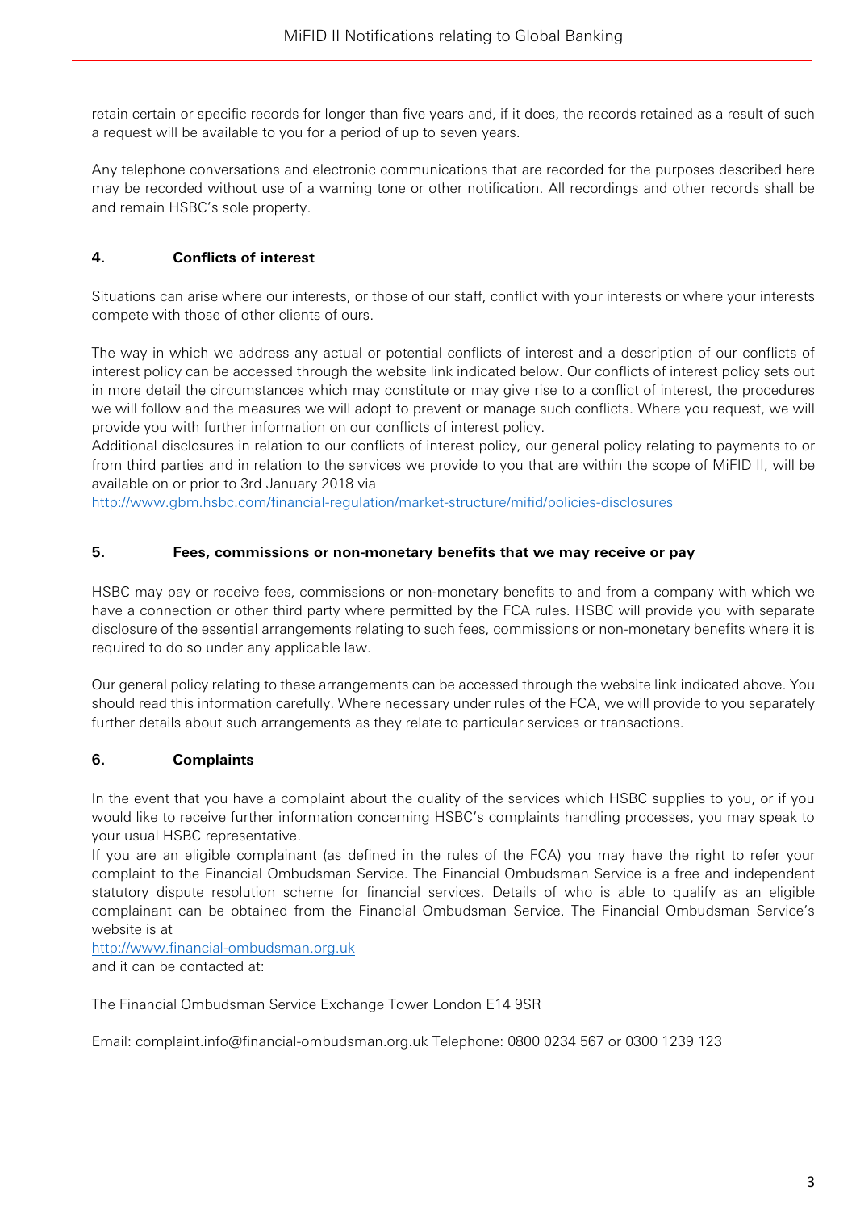retain certain or specific records for longer than five years and, if it does, the records retained as a result of such a request will be available to you for a period of up to seven years.

Any telephone conversations and electronic communications that are recorded for the purposes described here may be recorded without use of a warning tone or other notification. All recordings and other records shall be and remain HSBC's sole property.

### 4. Conflicts of interest

Situations can arise where our interests, or those of our staff, conflict with your interests or where your interests compete with those of other clients of ours.

The way in which we address any actual or potential conflicts of interest and a description of our conflicts of interest policy can be accessed through the website link indicated below. Our conflicts of interest policy sets out in more detail the circumstances which may constitute or may give rise to a conflict of interest, the procedures we will follow and the measures we will adopt to prevent or manage such conflicts. Where you request, we will provide you with further information on our conflicts of interest policy.
Additional disclosures in relation to our conflicts of interest policy, our general policy relating to payments to or from third parties and in relation to the services we provide to you that are within the scope of MiFID II, will be available on or prior to 3rd January 2018 via
http://www.gbm.hsbc.com/financial-regulation/market-structure/mifid/policies-disclosures

### 5. Fees, commissions or non-monetary benefits that we may receive or pay

HSBC may pay or receive fees, commissions or non-monetary benefits to and from a company with which we have a connection or other third party where permitted by the FCA rules. HSBC will provide you with separate disclosure of the essential arrangements relating to such fees, commissions or non-monetary benefits where it is required to do so under any applicable law.

Our general policy relating to these arrangements can be accessed through the website link indicated above. You should read this information carefully. Where necessary under rules of the FCA, we will provide to you separately further details about such arrangements as they relate to particular services or transactions.

### 6. Complaints

In the event that you have a complaint about the quality of the services which HSBC supplies to you, or if you would like to receive further information concerning HSBC's complaints handling processes, you may speak to your usual HSBC representative.
If you are an eligible complainant (as defined in the rules of the FCA) you may have the right to refer your complaint to the Financial Ombudsman Service. The Financial Ombudsman Service is a free and independent statutory dispute resolution scheme for financial services. Details of who is able to qualify as an eligible complainant can be obtained from the Financial Ombudsman Service. The Financial Ombudsman Service's website is at
http://www.financial-ombudsman.org.uk
and it can be contacted at:

The Financial Ombudsman Service Exchange Tower London E14 9SR

Email: complaint.info@financial-ombudsman.org.uk Telephone: 0800 0234 567 or 0300 1239 123